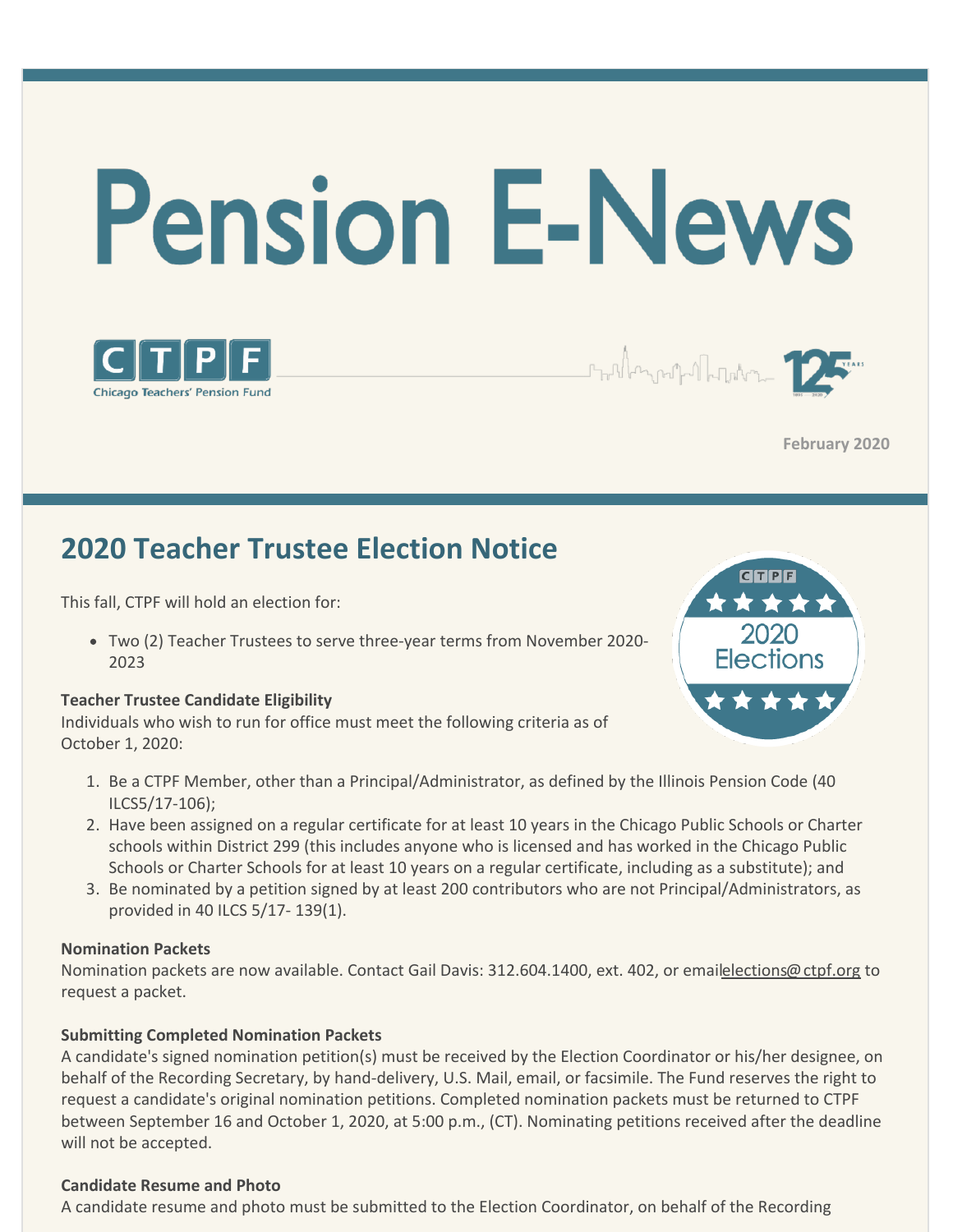# Pension E-News

Chicago Teachers' Pension Fund

February 2020

## 2020 Teacher Trustee Election Notice

This fall, CTPF will hold an election for:

- Two (2) Teacher Trustees to serve three-year terms from November 2020-2023

**Teacher Trustee Candidate Eligibility**
Individuals who wish to run for office must meet the following criteria as of October 1, 2020:

1. Be a CTPF Member, other than a Principal/Administrator, as defined by the Illinois Pension Code (40 ILCS5/17-106);
2. Have been assigned on a regular certificate for at least 10 years in the Chicago Public Schools or Charter schools within District 299 (this includes anyone who is licensed and has worked in the Chicago Public Schools or Charter Schools for at least 10 years on a regular certificate, including as a substitute); and
3. Be nominated by a petition signed by at least 200 contributors who are not Principal/Administrators, as provided in 40 ILCS 5/17- 139(1).

**Nomination Packets**
Nomination packets are now available. Contact Gail Davis: 312.604.1400, ext. 402, or emailelections@ctpf.org to request a packet.

**Submitting Completed Nomination Packets**
A candidate's signed nomination petition(s) must be received by the Election Coordinator or his/her designee, on behalf of the Recording Secretary, by hand-delivery, U.S. Mail, email, or facsimile. The Fund reserves the right to request a candidate's original nomination petitions. Completed nomination packets must be returned to CTPF between September 16 and October 1, 2020, at 5:00 p.m., (CT). Nominating petitions received after the deadline will not be accepted.

**Candidate Resume and Photo**
A candidate resume and photo must be submitted to the Election Coordinator, on behalf of the Recording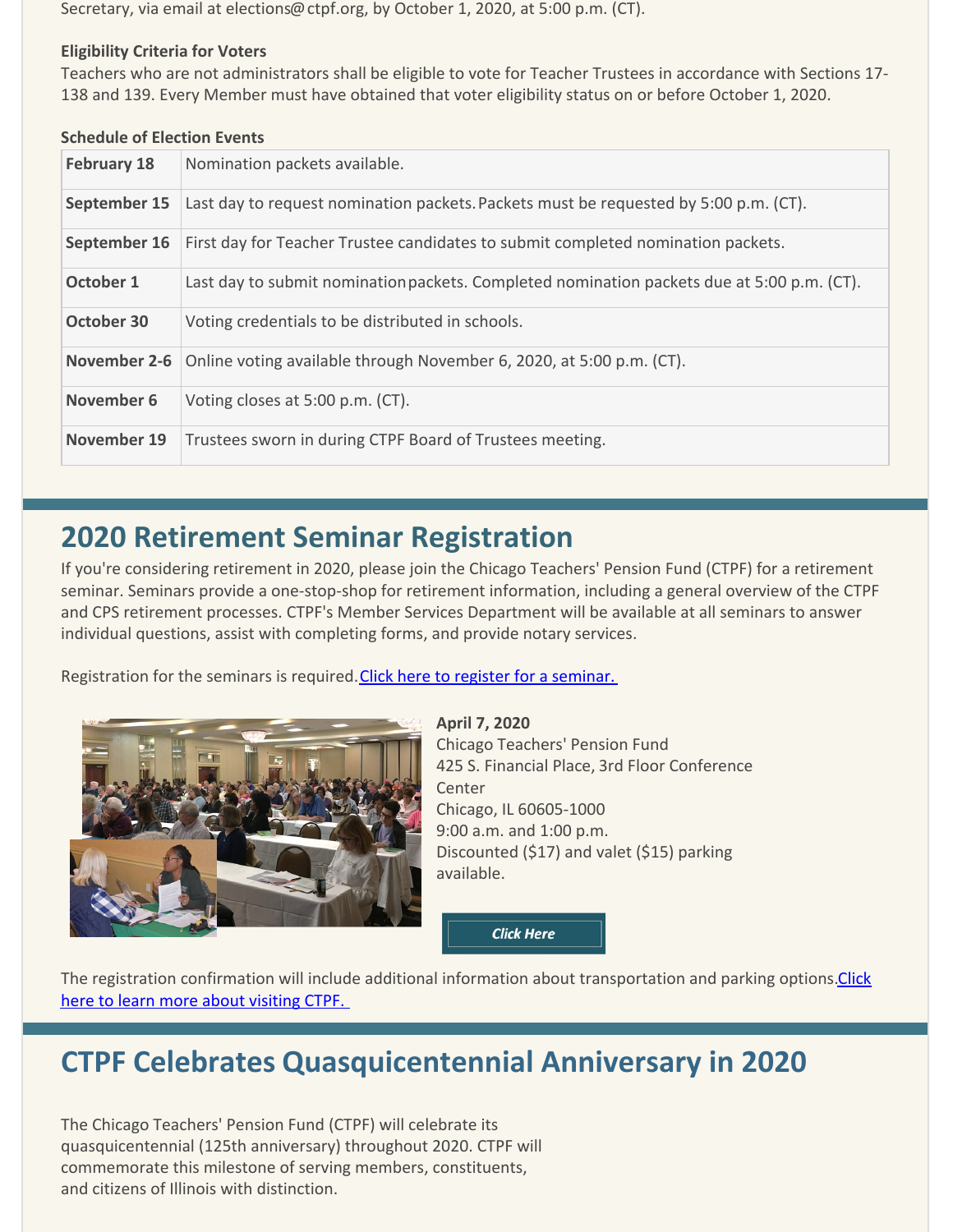Secretary, via email at elections@ctpf.org, by October 1, 2020, at 5:00 p.m. (CT).

**Eligibility Criteria for Voters**

Teachers who are not administrators shall be eligible to vote for Teacher Trustees in accordance with Sections 17-138 and 139. Every Member must have obtained that voter eligibility status on or before October 1, 2020.

**Schedule of Election Events**

| | |
|---|---|
| **February 18** | Nomination packets available. |
| **September 15** | Last day to request nomination packets. Packets must be requested by 5:00 p.m. (CT). |
| **September 16** | First day for Teacher Trustee candidates to submit completed nomination packets. |
| **October 1** | Last day to submit nomination packets. Completed nomination packets due at 5:00 p.m. (CT). |
| **October 30** | Voting credentials to be distributed in schools. |
| **November 2-6** | Online voting available through November 6, 2020, at 5:00 p.m. (CT). |
| **November 6** | Voting closes at 5:00 p.m. (CT). |
| **November 19** | Trustees sworn in during CTPF Board of Trustees meeting. |

## 2020 Retirement Seminar Registration

If you're considering retirement in 2020, please join the Chicago Teachers' Pension Fund (CTPF) for a retirement seminar. Seminars provide a one-stop-shop for retirement information, including a general overview of the CTPF and CPS retirement processes. CTPF's Member Services Department will be available at all seminars to answer individual questions, assist with completing forms, and provide notary services.

Registration for the seminars is required. [Click here to register for a seminar.]

**April 7, 2020**
Chicago Teachers' Pension Fund
425 S. Financial Place, 3rd Floor Conference Center
Chicago, IL 60605-1000
9:00 a.m. and 1:00 p.m.
Discounted ($17) and valet ($15) parking available.

*Click Here*

The registration confirmation will include additional information about transportation and parking options. [Click here to learn more about visiting CTPF.]

## CTPF Celebrates Quasquicentennial Anniversary in 2020

The Chicago Teachers' Pension Fund (CTPF) will celebrate its quasquicentennial (125th anniversary) throughout 2020. CTPF will commemorate this milestone of serving members, constituents, and citizens of Illinois with distinction.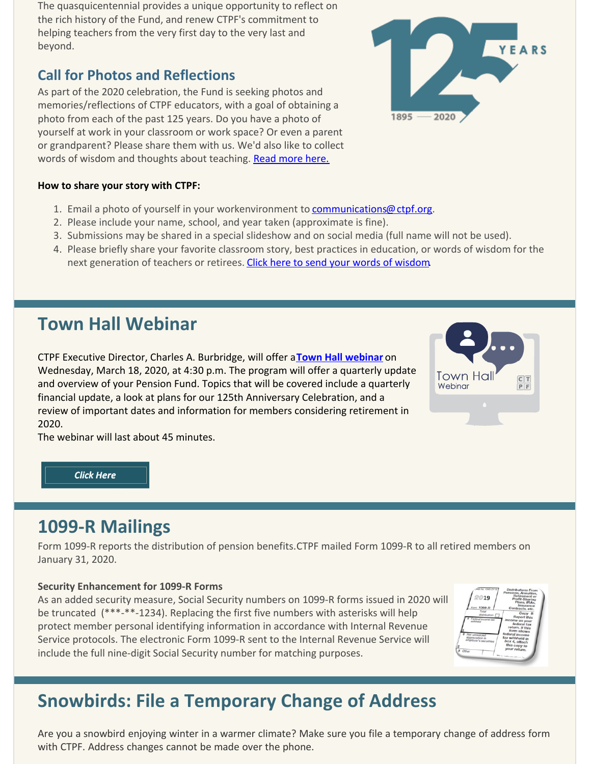The quasquicentennial provides a unique opportunity to reflect on the rich history of the Fund, and renew CTPF's commitment to helping teachers from the very first day to the very last and beyond.

## Call for Photos and Reflections

As part of the 2020 celebration, the Fund is seeking photos and memories/reflections of CTPF educators, with a goal of obtaining a photo from each of the past 125 years. Do you have a photo of yourself at work in your classroom or work space? Or even a parent or grandparent? Please share them with us. We'd also like to collect words of wisdom and thoughts about teaching. Read more here.

**How to share your story with CTPF:**

1. Email a photo of yourself in your workenvironment to communications@ctpf.org.
2. Please include your name, school, and year taken (approximate is fine).
3. Submissions may be shared in a special slideshow and on social media (full name will not be used).
4. Please briefly share your favorite classroom story, best practices in education, or words of wisdom for the next generation of teachers or retirees. Click here to send your words of wisdom.

# Town Hall Webinar

CTPF Executive Director, Charles A. Burbridge, will offer a **Town Hall webinar** on Wednesday, March 18, 2020, at 4:30 p.m. The program will offer a quarterly update and overview of your Pension Fund. Topics that will be covered include a quarterly financial update, a look at plans for our 125th Anniversary Celebration, and a review of important dates and information for members considering retirement in 2020.

The webinar will last about 45 minutes.

***Click Here***

# 1099-R Mailings

Form 1099-R reports the distribution of pension benefits.CTPF mailed Form 1099-R to all retired members on January 31, 2020.

**Security Enhancement for 1099-R Forms**

As an added security measure, Social Security numbers on 1099-R forms issued in 2020 will be truncated (***-**-1234). Replacing the first five numbers with asterisks will help protect member personal identifying information in accordance with Internal Revenue Service protocols. The electronic Form 1099-R sent to the Internal Revenue Service will include the full nine-digit Social Security number for matching purposes.

# Snowbirds: File a Temporary Change of Address

Are you a snowbird enjoying winter in a warmer climate? Make sure you file a temporary change of address form with CTPF. Address changes cannot be made over the phone.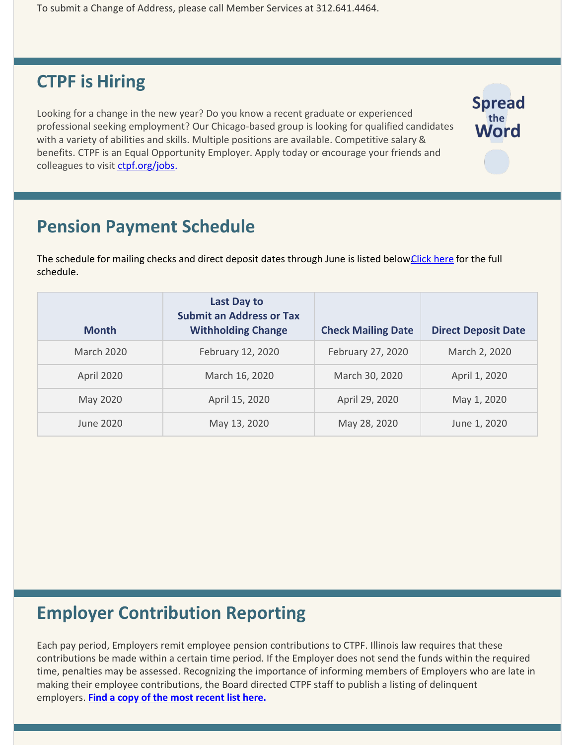To submit a Change of Address, please call Member Services at 312.641.4464.

## CTPF is Hiring

Looking for a change in the new year? Do you know a recent graduate or experienced professional seeking employment? Our Chicago-based group is looking for qualified candidates with a variety of abilities and skills. Multiple positions are available. Competitive salary & benefits. CTPF is an Equal Opportunity Employer. Apply today or encourage your friends and colleagues to visit ctpf.org/jobs.

Spread the Word

## Pension Payment Schedule

The schedule for mailing checks and direct deposit dates through June is listed below. Click here for the full schedule.

| Month | Last Day to Submit an Address or Tax Withholding Change | Check Mailing Date | Direct Deposit Date |
|---|---|---|---|
| March 2020 | February 12, 2020 | February 27, 2020 | March 2, 2020 |
| April 2020 | March 16, 2020 | March 30, 2020 | April 1, 2020 |
| May 2020 | April 15, 2020 | April 29, 2020 | May 1, 2020 |
| June 2020 | May 13, 2020 | May 28, 2020 | June 1, 2020 |

## Employer Contribution Reporting

Each pay period, Employers remit employee pension contributions to CTPF. Illinois law requires that these contributions be made within a certain time period. If the Employer does not send the funds within the required time, penalties may be assessed. Recognizing the importance of informing members of Employers who are late in making their employee contributions, the Board directed CTPF staff to publish a listing of delinquent employers. **Find a copy of the most recent list here.**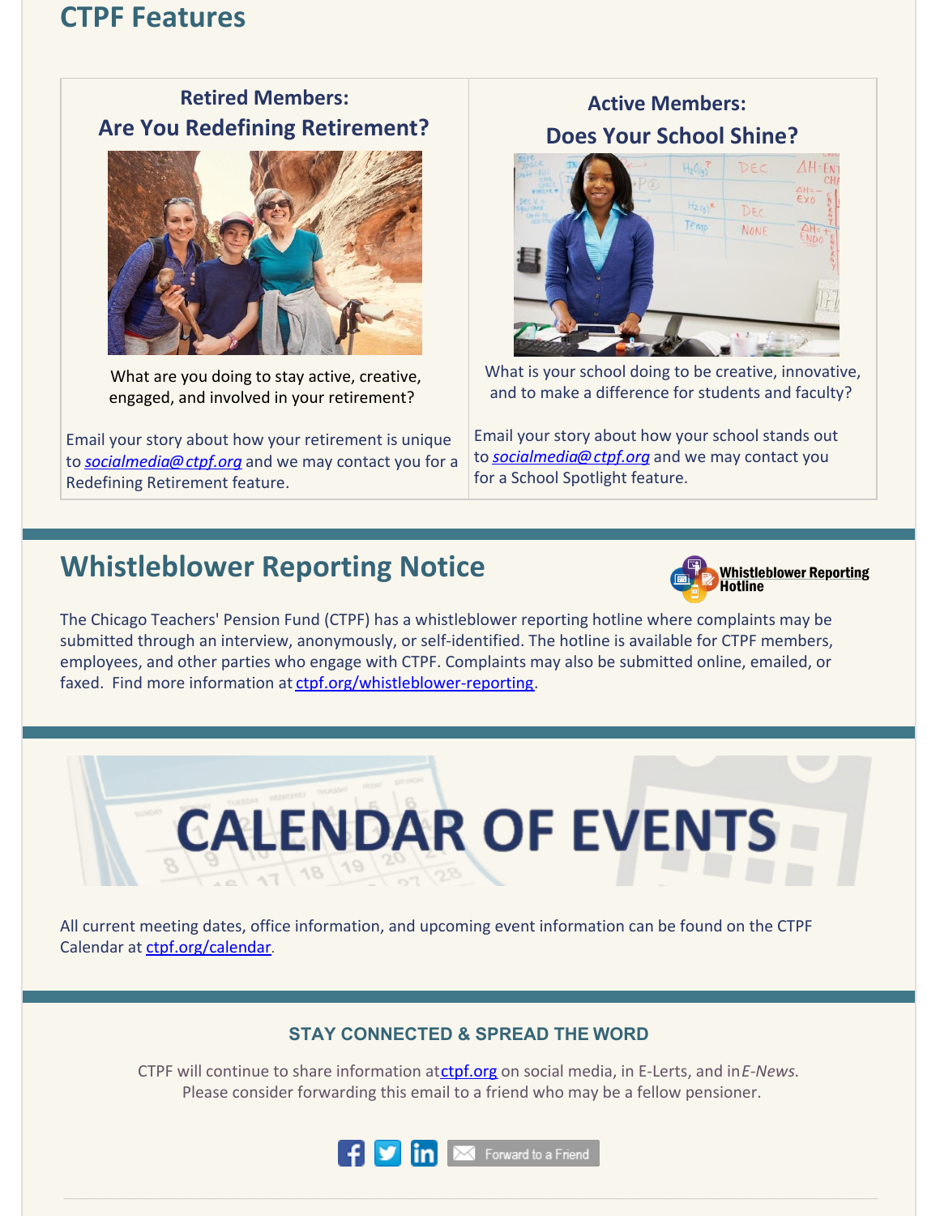## CTPF Features

### Retired Members: Are You Redefining Retirement?

What are you doing to stay active, creative, engaged, and involved in your retirement?

Email your story about how your retirement is unique to *socialmedia@ctpf.org* and we may contact you for a Redefining Retirement feature.

### Active Members: Does Your School Shine?

What is your school doing to be creative, innovative, and to make a difference for students and faculty?

Email your story about how your school stands out to *socialmedia@ctpf.org* and we may contact you for a School Spotlight feature.

## Whistleblower Reporting Notice

**Whistleblower Reporting Hotline**

The Chicago Teachers' Pension Fund (CTPF) has a whistleblower reporting hotline where complaints may be submitted through an interview, anonymously, or self-identified. The hotline is available for CTPF members, employees, and other parties who engage with CTPF. Complaints may also be submitted online, emailed, or faxed. Find more information at ctpf.org/whistleblower-reporting.

## CALENDAR OF EVENTS

All current meeting dates, office information, and upcoming event information can be found on the CTPF Calendar at ctpf.org/calendar.

### STAY CONNECTED & SPREAD THE WORD

CTPF will continue to share information at ctpf.org on social media, in E-Lerts, and in *E-News*. Please consider forwarding this email to a friend who may be a fellow pensioner.

Forward to a Friend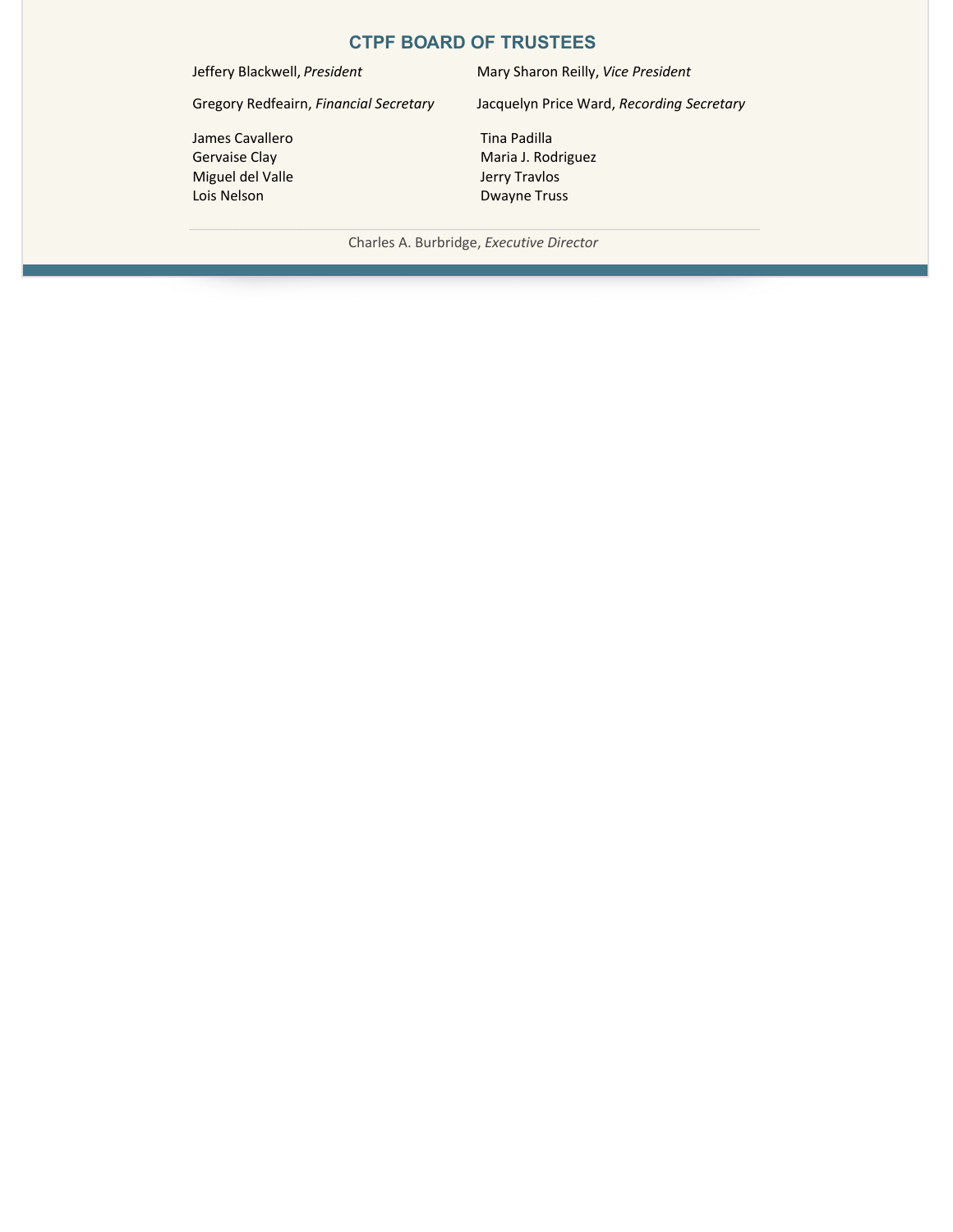## CTPF BOARD OF TRUSTEES

Jeffery Blackwell, *President*

Mary Sharon Reilly, *Vice President*

Gregory Redfeairn, *Financial Secretary*

Jacquelyn Price Ward, *Recording Secretary*

James Cavallero
Gervaise Clay
Miguel del Valle
Lois Nelson
Tina Padilla
Maria J. Rodriguez
Jerry Travlos
Dwayne Truss

Charles A. Burbridge, *Executive Director*